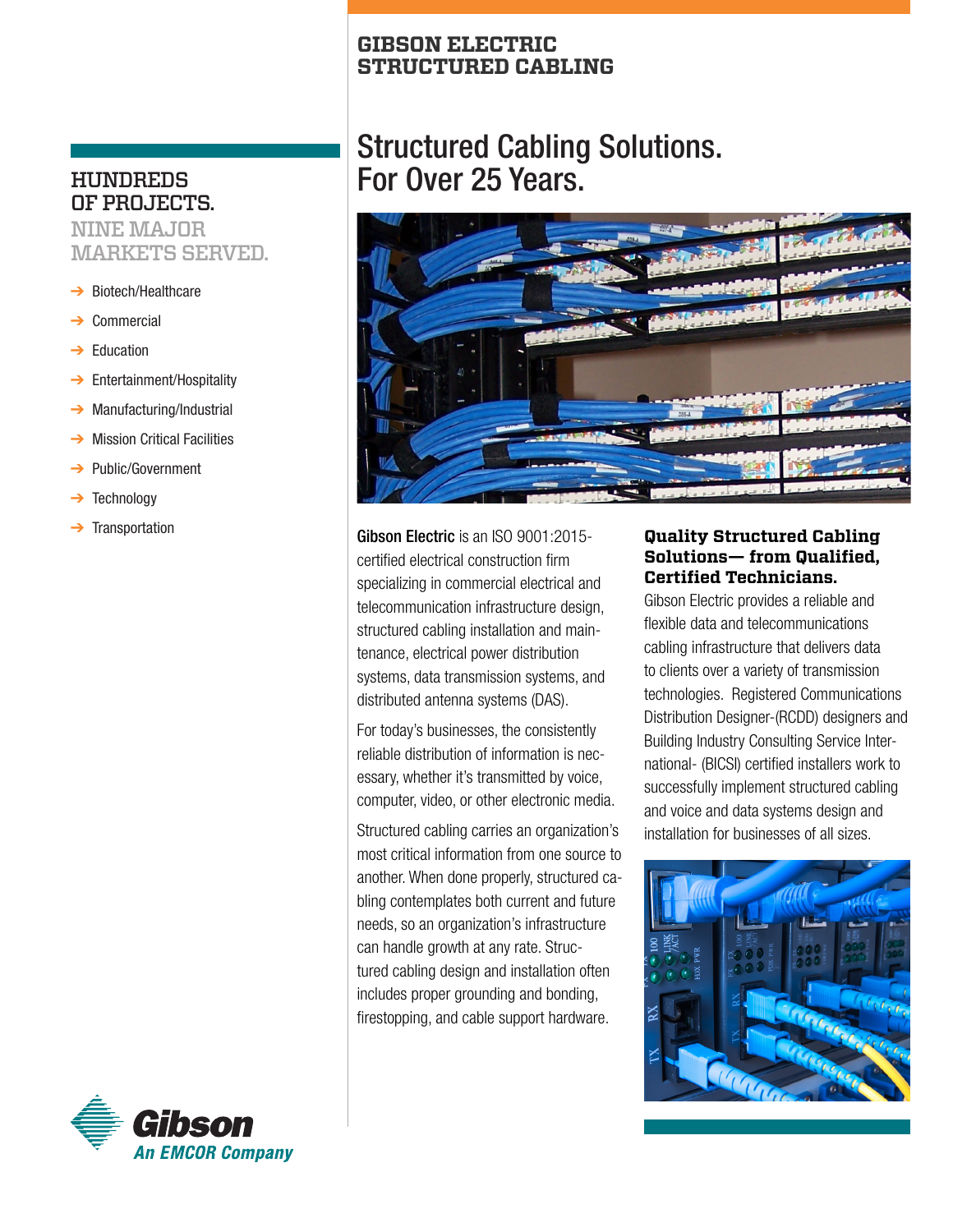# GIBSON ELECTRIC STRUCTURED CABLING

## Structured Cabling Solutions. For Over 25 Years.

### HUNDREDS OF PROJECTS. NINE MAJOR MARKETS SERVED.

- Biotech/Healthcare
- Commercial
- Education
- Entertainment/Hospitality
- Manufacturing/Industrial
- Mission Critical Facilities
- Public/Government
- Technology
- Transportation

**Gibson Electric** is an ISO 9001:2015-certified electrical construction firm specializing in commercial electrical and telecommunication infrastructure design, structured cabling installation and maintenance, electrical power distribution systems, data transmission systems, and distributed antenna systems (DAS).

For today's businesses, the consistently reliable distribution of information is necessary, whether it's transmitted by voice, computer, video, or other electronic media.

Structured cabling carries an organization's most critical information from one source to another. When done properly, structured cabling contemplates both current and future needs, so an organization's infrastructure can handle growth at any rate. Structured cabling design and installation often includes proper grounding and bonding, firestopping, and cable support hardware.

### Quality Structured Cabling Solutions— from Qualified, Certified Technicians.

Gibson Electric provides a reliable and flexible data and telecommunications cabling infrastructure that delivers data to clients over a variety of transmission technologies. Registered Communications Distribution Designer-(RCDD) designers and Building Industry Consulting Service International- (BICSI) certified installers work to successfully implement structured cabling and voice and data systems design and installation for businesses of all sizes.

Gibson
An EMCOR Company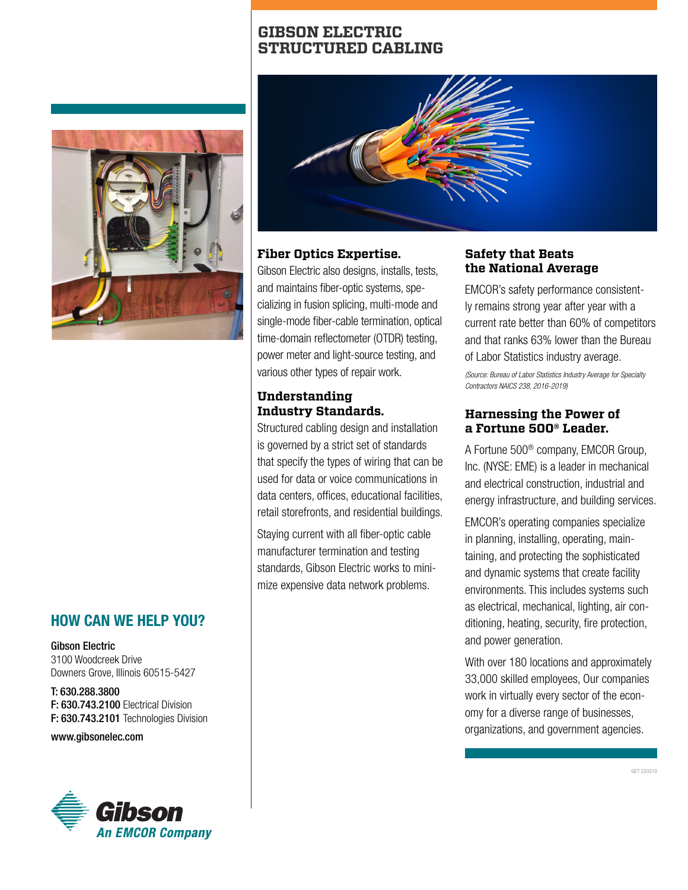# GIBSON ELECTRIC STRUCTURED CABLING

## Fiber Optics Expertise.

Gibson Electric also designs, installs, tests, and maintains fiber-optic systems, specializing in fusion splicing, multi-mode and single-mode fiber-cable termination, optical time-domain reflectometer (OTDR) testing, power meter and light-source testing, and various other types of repair work.

## Understanding Industry Standards.

Structured cabling design and installation is governed by a strict set of standards that specify the types of wiring that can be used for data or voice communications in data centers, offices, educational facilities, retail storefronts, and residential buildings.

Staying current with all fiber-optic cable manufacturer termination and testing standards, Gibson Electric works to minimize expensive data network problems.

## Safety that Beats the National Average

EMCOR's safety performance consistently remains strong year after year with a current rate better than 60% of competitors and that ranks 63% lower than the Bureau of Labor Statistics industry average.

*(Source: Bureau of Labor Statistics Industry Average for Specialty Contractors NAICS 238, 2016-2019)*

## Harnessing the Power of a Fortune 500® Leader.

A Fortune 500® company, EMCOR Group, Inc. (NYSE: EME) is a leader in mechanical and electrical construction, industrial and energy infrastructure, and building services.

EMCOR's operating companies specialize in planning, installing, operating, maintaining, and protecting the sophisticated and dynamic systems that create facility environments. This includes systems such as electrical, mechanical, lighting, air conditioning, heating, security, fire protection, and power generation.

With over 180 locations and approximately 33,000 skilled employees, Our companies work in virtually every sector of the economy for a diverse range of businesses, organizations, and government agencies.

## HOW CAN WE HELP YOU?

**Gibson Electric**
3100 Woodcreek Drive
Downers Grove, Illinois 60515-5427

**T: 630.288.3800**
**F: 630.743.2100** Electrical Division
**F: 630.743.2101** Technologies Division

**www.gibsonelec.com**

Gibson
An EMCOR Company

GET 220310